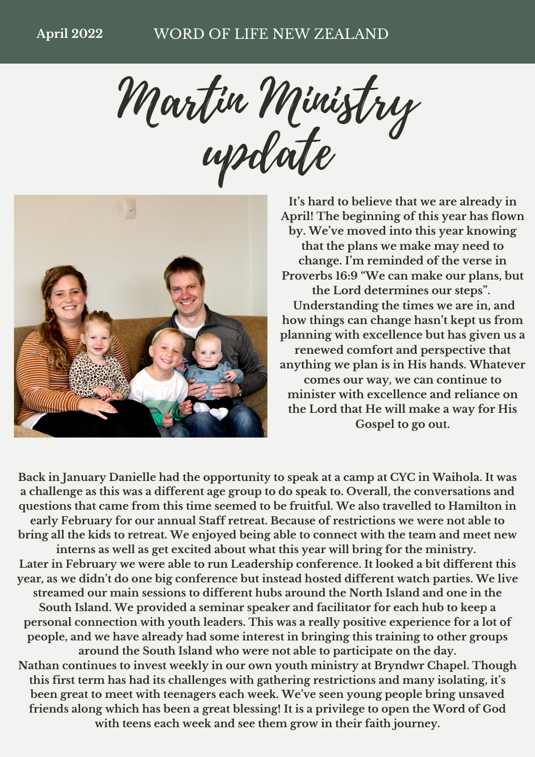April 2022 WORD OF LIFE NEW ZEALAND

# Martin Ministry update

It's hard to believe that we are already in April! The beginning of this year has flown by. We've moved into this year knowing that the plans we make may need to change. I'm reminded of the verse in Proverbs 16:9 "We can make our plans, but the Lord determines our steps". Understanding the times we are in, and how things can change hasn't kept us from planning with excellence but has given us a renewed comfort and perspective that anything we plan is in His hands. Whatever comes our way, we can continue to minister with excellence and reliance on the Lord that He will make a way for His Gospel to go out.

Back in January Danielle had the opportunity to speak at a camp at CYC in Waihola. It was a challenge as this was a different age group to do speak to. Overall, the conversations and questions that came from this time seemed to be fruitful. We also travelled to Hamilton in early February for our annual Staff retreat. Because of restrictions we were not able to bring all the kids to retreat. We enjoyed being able to connect with the team and meet new interns as well as get excited about what this year will bring for the ministry.

Later in February we were able to run Leadership conference. It looked a bit different this year, as we didn't do one big conference but instead hosted different watch parties. We live streamed our main sessions to different hubs around the North Island and one in the South Island. We provided a seminar speaker and facilitator for each hub to keep a personal connection with youth leaders. This was a really positive experience for a lot of people, and we have already had some interest in bringing this training to other groups around the South Island who were not able to participate on the day.

Nathan continues to invest weekly in our own youth ministry at Bryndwr Chapel. Though this first term has had its challenges with gathering restrictions and many isolating, it's been great to meet with teenagers each week. We've seen young people bring unsaved friends along which has been a great blessing! It is a privilege to open the Word of God with teens each week and see them grow in their faith journey.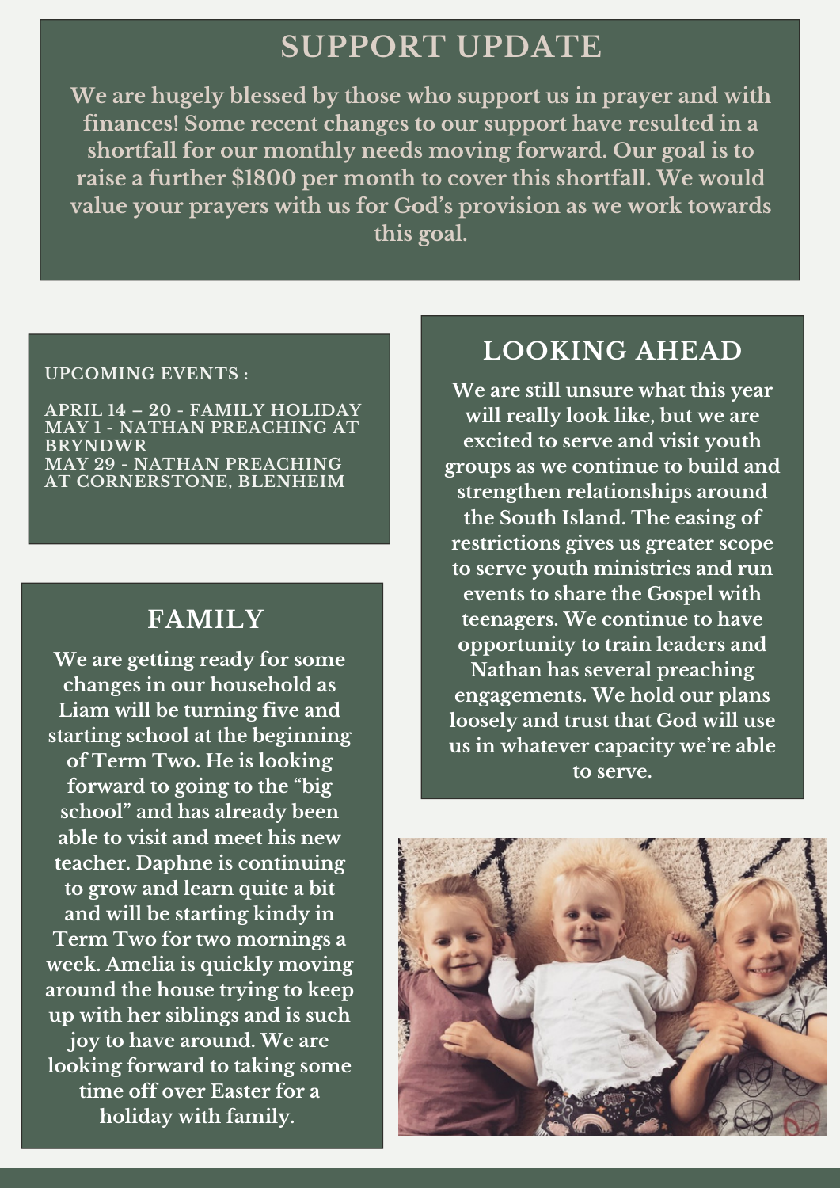## SUPPORT UPDATE

**We are hugely blessed by those who support us in prayer and with finances! Some recent changes to our support have resulted in a shortfall for our monthly needs moving forward. Our goal is to raise a further $1800 per month to cover this shortfall. We would value your prayers with us for God's provision as we work towards this goal.**

UPCOMING EVENTS :

APRIL 14 – 20 - FAMILY HOLIDAY
MAY 1 - NATHAN PREACHING AT BRYNDWR
MAY 29 - NATHAN PREACHING AT CORNERSTONE, BLENHEIM

## FAMILY

**We are getting ready for some changes in our household as Liam will be turning five and starting school at the beginning of Term Two. He is looking forward to going to the "big school" and has already been able to visit and meet his new teacher. Daphne is continuing to grow and learn quite a bit and will be starting kindy in Term Two for two mornings a week. Amelia is quickly moving around the house trying to keep up with her siblings and is such joy to have around. We are looking forward to taking some time off over Easter for a holiday with family.**

## LOOKING AHEAD

**We are still unsure what this year will really look like, but we are excited to serve and visit youth groups as we continue to build and strengthen relationships around the South Island. The easing of restrictions gives us greater scope to serve youth ministries and run events to share the Gospel with teenagers. We continue to have opportunity to train leaders and Nathan has several preaching engagements. We hold our plans loosely and trust that God will use us in whatever capacity we're able to serve.**